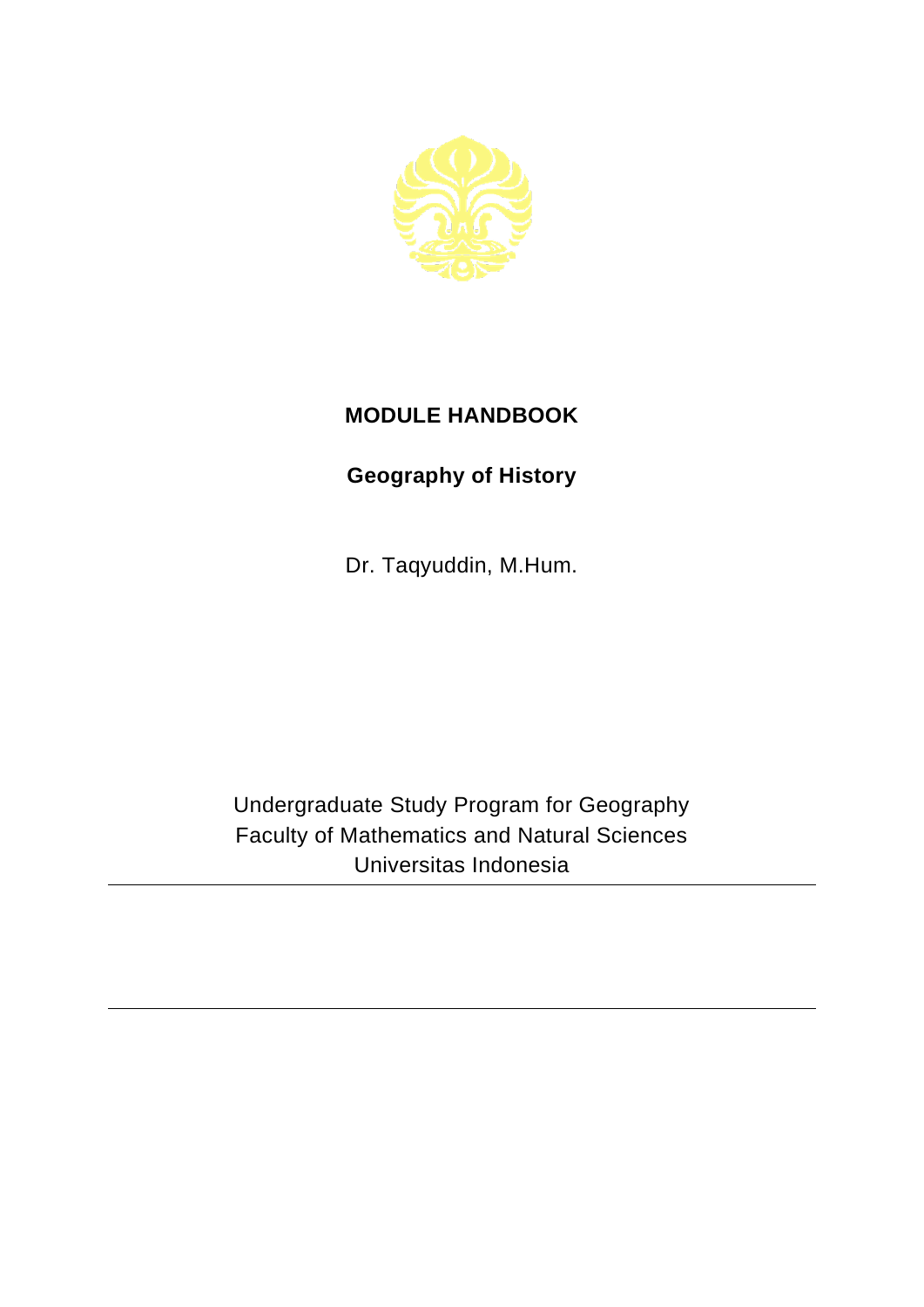# MODULE HANDBOOK

## Geography of History

Dr. Taqyuddin, M.Hum.

Undergraduate Study Program for Geography
Faculty of Mathematics and Natural Sciences
Universitas Indonesia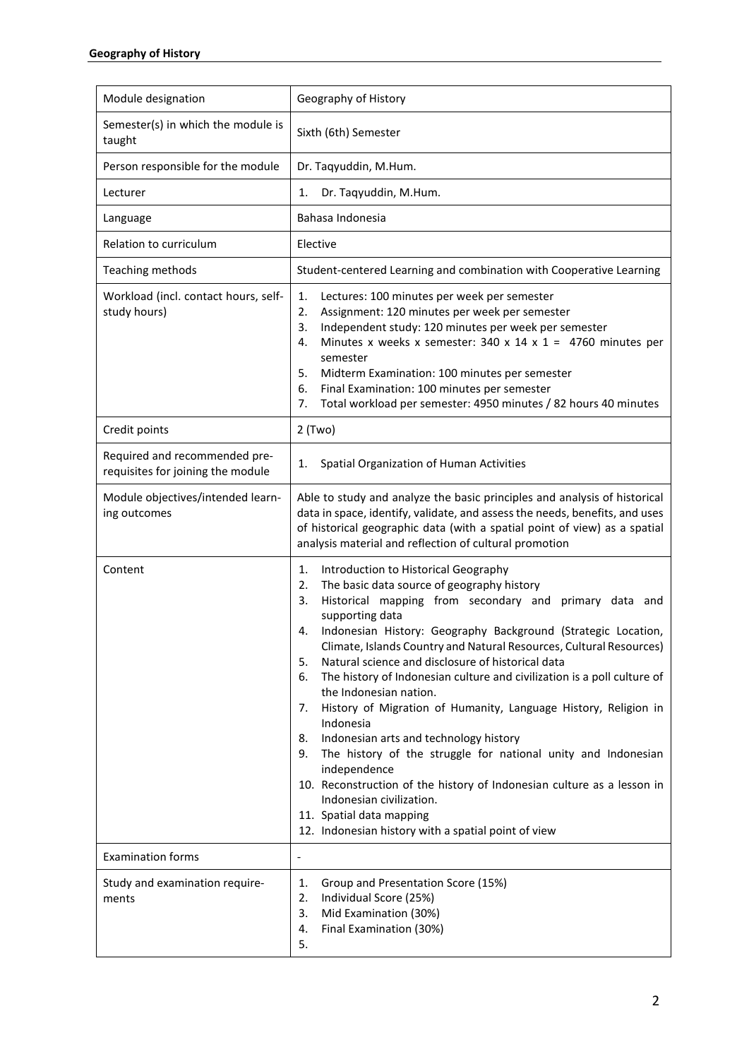| Module designation | Geography of History |
|---|---|
| Semester(s) in which the module is taught | Sixth (6th) Semester |
| Person responsible for the module | Dr. Taqyuddin, M.Hum. |
| Lecturer | 1. Dr. Taqyuddin, M.Hum. |
| Language | Bahasa Indonesia |
| Relation to curriculum | Elective |
| Teaching methods | Student-centered Learning and combination with Cooperative Learning |
| Workload (incl. contact hours, self-study hours) | 1. Lectures: 100 minutes per week per semester<br>2. Assignment: 120 minutes per week per semester<br>3. Independent study: 120 minutes per week per semester<br>4. Minutes x weeks x semester: 340 x 14 x 1 = 4760 minutes per semester<br>5. Midterm Examination: 100 minutes per semester<br>6. Final Examination: 100 minutes per semester<br>7. Total workload per semester: 4950 minutes / 82 hours 40 minutes |
| Credit points | 2 (Two) |
| Required and recommended pre-requisites for joining the module | 1. Spatial Organization of Human Activities |
| Module objectives/intended learning outcomes | Able to study and analyze the basic principles and analysis of historical data in space, identify, validate, and assess the needs, benefits, and uses of historical geographic data (with a spatial point of view) as a spatial analysis material and reflection of cultural promotion |
| Content | 1. Introduction to Historical Geography<br>2. The basic data source of geography history<br>3. Historical mapping from secondary and primary data and supporting data<br>4. Indonesian History: Geography Background (Strategic Location, Climate, Islands Country and Natural Resources, Cultural Resources)<br>5. Natural science and disclosure of historical data<br>6. The history of Indonesian culture and civilization is a poll culture of the Indonesian nation.<br>7. History of Migration of Humanity, Language History, Religion in Indonesia<br>8. Indonesian arts and technology history<br>9. The history of the struggle for national unity and Indonesian independence<br>10. Reconstruction of the history of Indonesian culture as a lesson in Indonesian civilization.<br>11. Spatial data mapping<br>12. Indonesian history with a spatial point of view |
| Examination forms | - |
| Study and examination requirements | 1. Group and Presentation Score (15%)<br>2. Individual Score (25%)<br>3. Mid Examination (30%)<br>4. Final Examination (30%)<br>5. |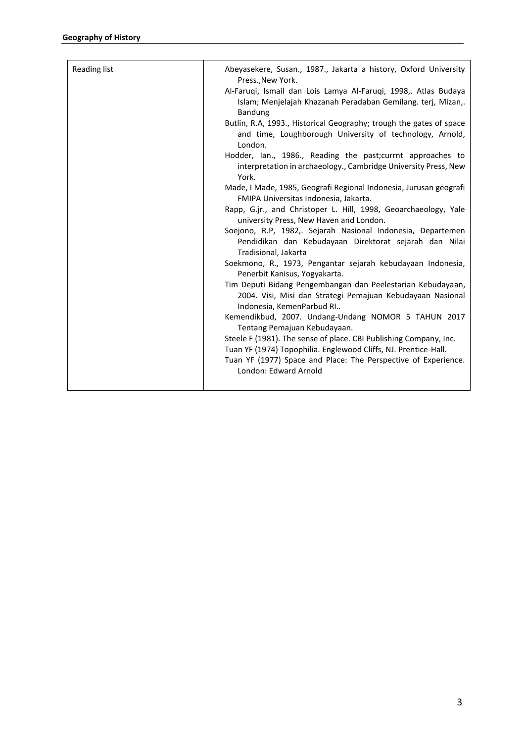| | |
|---|---|
| Reading list | Abeyasekere, Susan., 1987., Jakarta a history, Oxford University Press.,New York.<br>Al-Faruqi, Ismail dan Lois Lamya Al-Faruqi, 1998,. Atlas Budaya Islam; Menjelajah Khazanah Peradaban Gemilang. terj, Mizan,. Bandung<br>Butlin, R.A, 1993., Historical Geography; trough the gates of space and time, Loughborough University of technology, Arnold, London.<br>Hodder, Ian., 1986., Reading the past;currnt approaches to interpretation in archaeology., Cambridge University Press, New York.<br>Made, I Made, 1985, Geografi Regional Indonesia, Jurusan geografi FMIPA Universitas Indonesia, Jakarta.<br>Rapp, G.jr., and Christoper L. Hill, 1998, Geoarchaeology, Yale university Press, New Haven and London.<br>Soejono, R.P, 1982,. Sejarah Nasional Indonesia, Departemen Pendidikan dan Kebudayaan Direktorat sejarah dan Nilai Tradisional, Jakarta<br>Soekmono, R., 1973, Pengantar sejarah kebudayaan Indonesia, Penerbit Kanisus, Yogyakarta.<br>Tim Deputi Bidang Pengembangan dan Peelestarian Kebudayaan, 2004. Visi, Misi dan Strategi Pemajuan Kebudayaan Nasional Indonesia, KemenParbud RI..<br>Kemendikbud, 2007. Undang-Undang NOMOR 5 TAHUN 2017 Tentang Pemajuan Kebudayaan.<br>Steele F (1981). The sense of place. CBI Publishing Company, Inc.<br>Tuan YF (1974) Topophilia. Englewood Cliffs, NJ. Prentice-Hall.<br>Tuan YF (1977) Space and Place: The Perspective of Experience. London: Edward Arnold |